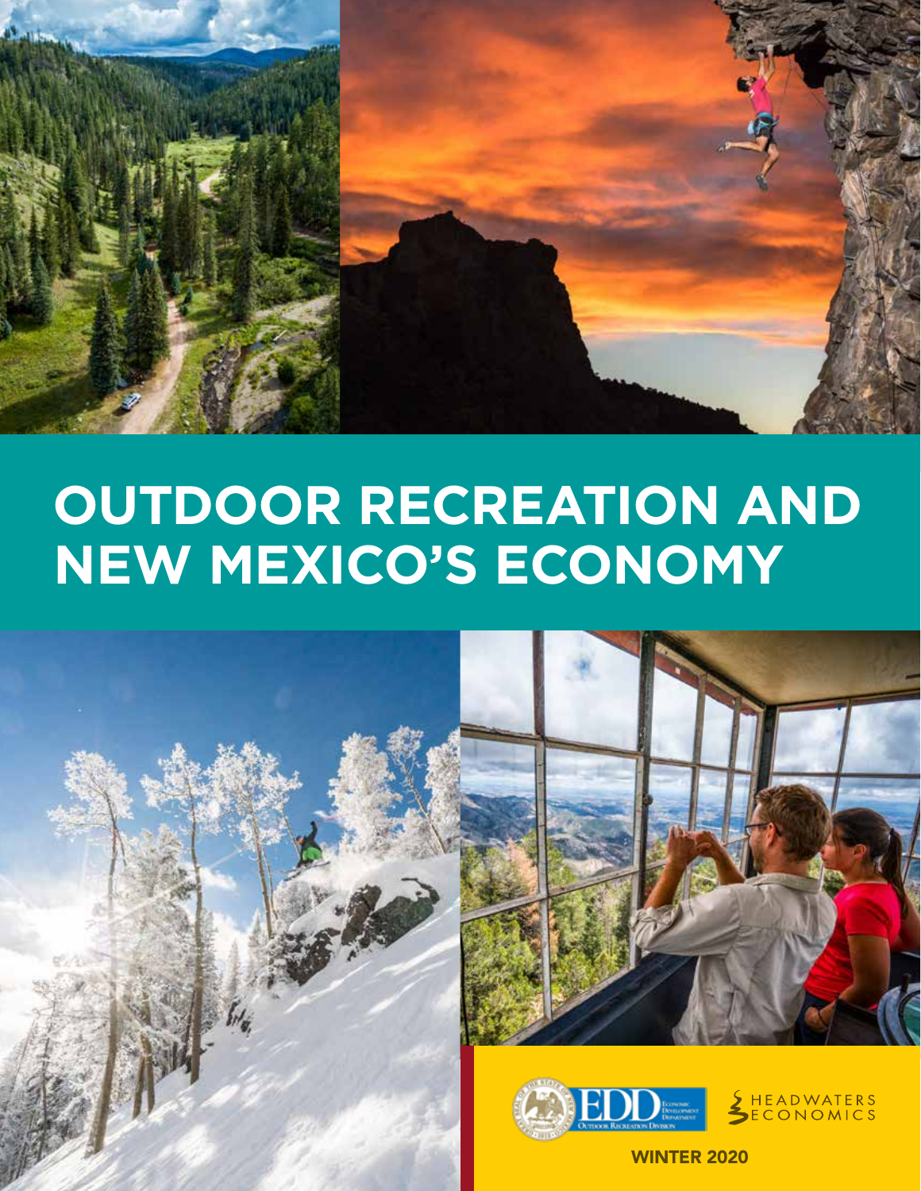# OUTDOOR RECREATION AND NEW MEXICO'S ECONOMY

EDD Economic Development Department — Outdoor Recreation Division

HEADWATERS ECONOMICS

**WINTER 2020**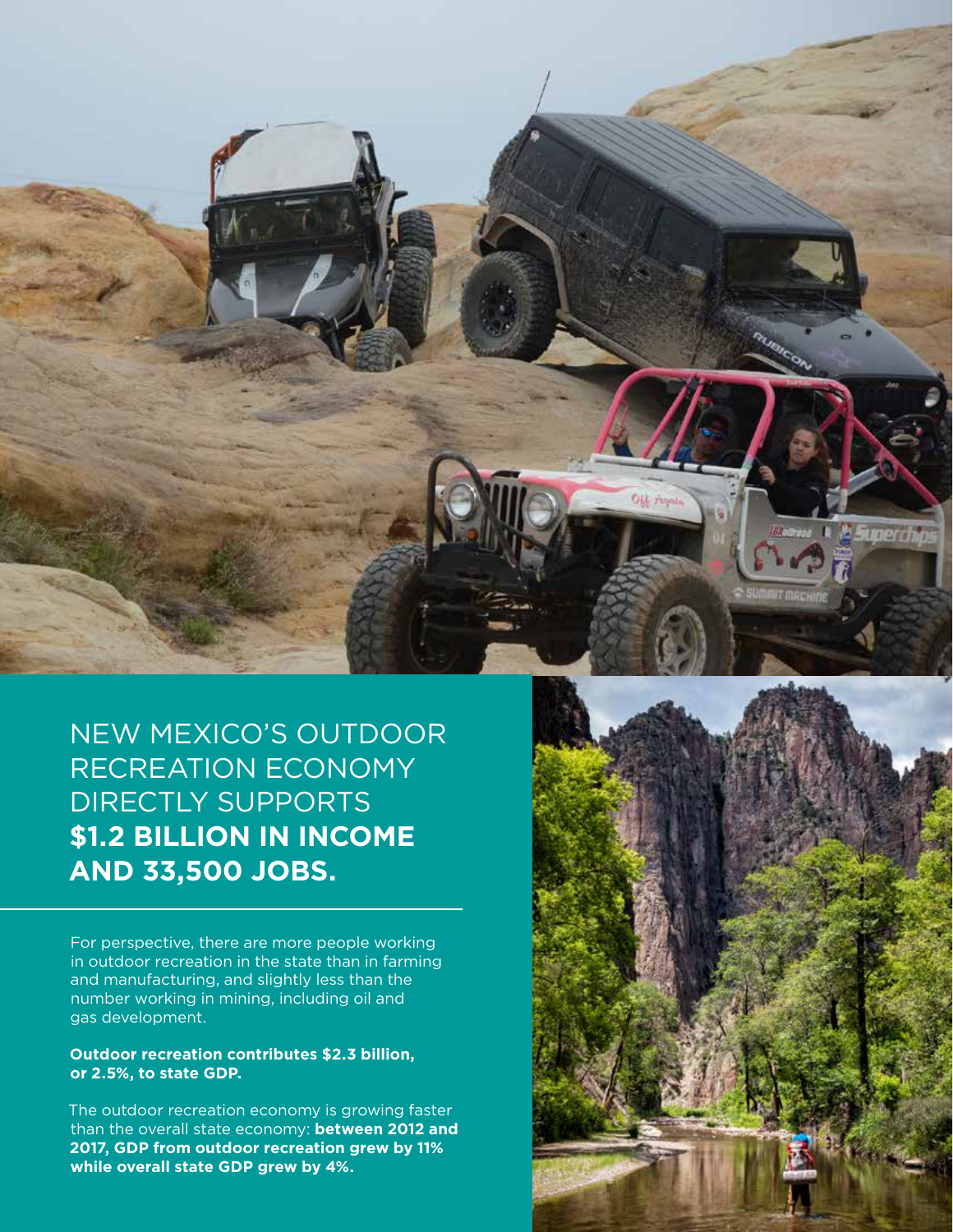## NEW MEXICO'S OUTDOOR RECREATION ECONOMY DIRECTLY SUPPORTS **$1.2 BILLION IN INCOME AND 33,500 JOBS.**

For perspective, there are more people working in outdoor recreation in the state than in farming and manufacturing, and slightly less than the number working in mining, including oil and gas development.

**Outdoor recreation contributes $2.3 billion, or 2.5%, to state GDP.**

The outdoor recreation economy is growing faster than the overall state economy: **between 2012 and 2017, GDP from outdoor recreation grew by 11% while overall state GDP grew by 4%.**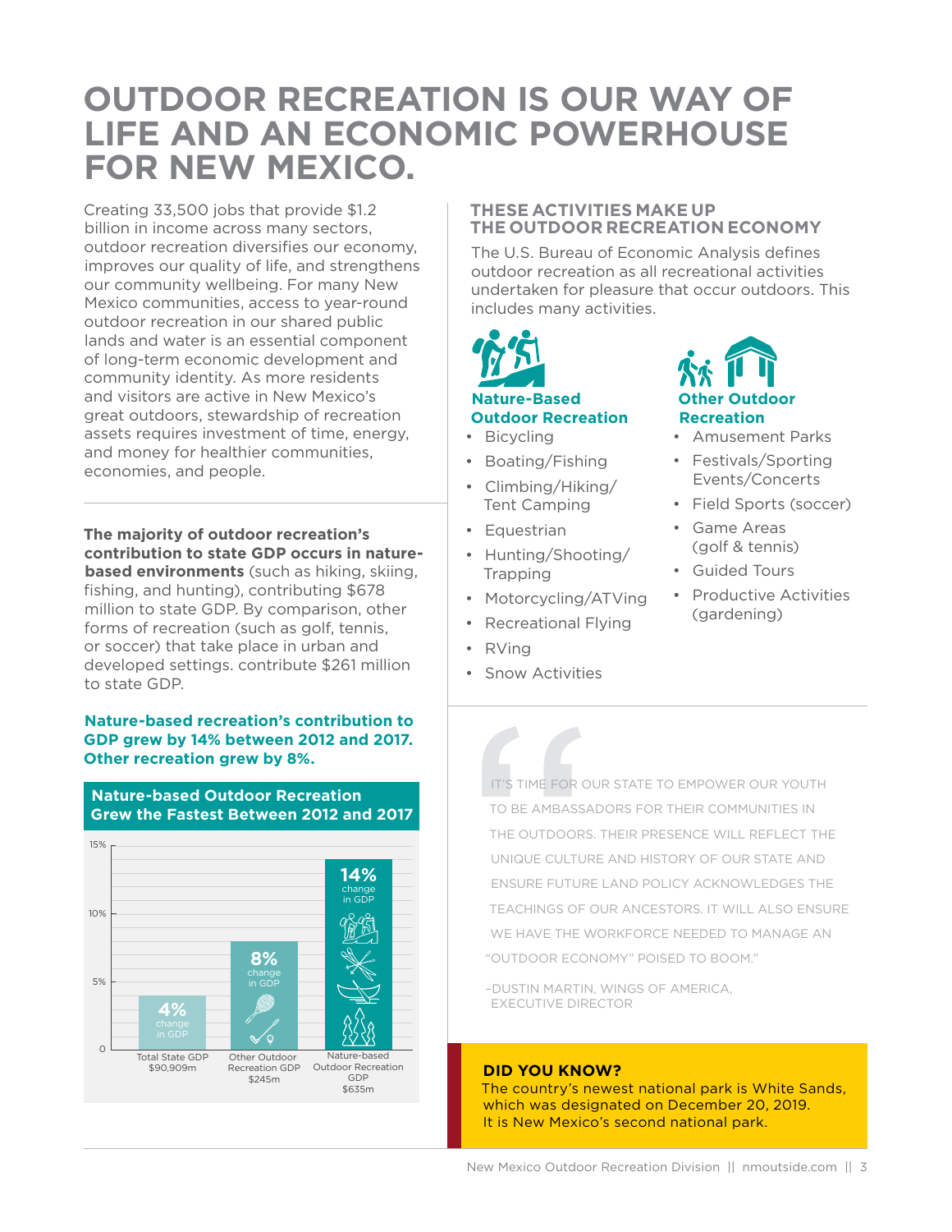# OUTDOOR RECREATION IS OUR WAY OF LIFE AND AN ECONOMIC POWERHOUSE FOR NEW MEXICO.

Creating 33,500 jobs that provide $1.2 billion in income across many sectors, outdoor recreation diversifies our economy, improves our quality of life, and strengthens our community wellbeing. For many New Mexico communities, access to year-round outdoor recreation in our shared public lands and water is an essential component of long-term economic development and community identity. As more residents and visitors are active in New Mexico's great outdoors, stewardship of recreation assets requires investment of time, energy, and money for healthier communities, economies, and people.

**The majority of outdoor recreation's contribution to state GDP occurs in nature-based environments** (such as hiking, skiing, fishing, and hunting), contributing $678 million to state GDP. By comparison, other forms of recreation (such as golf, tennis, or soccer) that take place in urban and developed settings. contribute $261 million to state GDP.

**Nature-based recreation's contribution to GDP grew by 14% between 2012 and 2017. Other recreation grew by 8%.**

**Nature-based Outdoor Recreation Grew the Fastest Between 2012 and 2017**

15%
10%
5%
0

4% change in GDP
Total State GDP $90,909m

8% change in GDP
Other Outdoor Recreation GDP $245m

14% change in GDP
Nature-based Outdoor Recreation GDP $635m

## THESE ACTIVITIES MAKE UP THE OUTDOOR RECREATION ECONOMY

The U.S. Bureau of Economic Analysis defines outdoor recreation as all recreational activities undertaken for pleasure that occur outdoors. This includes many activities.

### Nature-Based Outdoor Recreation

- Bicycling
- Boating/Fishing
- Climbing/Hiking/Tent Camping
- Equestrian
- Hunting/Shooting/Trapping
- Motorcycling/ATVing
- Recreational Flying
- RVing
- Snow Activities

### Other Outdoor Recreation

- Amusement Parks
- Festivals/Sporting Events/Concerts
- Field Sports (soccer)
- Game Areas (golf & tennis)
- Guided Tours
- Productive Activities (gardening)

"IT'S TIME FOR OUR STATE TO EMPOWER OUR YOUTH TO BE AMBASSADORS FOR THEIR COMMUNITIES IN THE OUTDOORS. THEIR PRESENCE WILL REFLECT THE UNIQUE CULTURE AND HISTORY OF OUR STATE AND ENSURE FUTURE LAND POLICY ACKNOWLEDGES THE TEACHINGS OF OUR ANCESTORS. IT WILL ALSO ENSURE WE HAVE THE WORKFORCE NEEDED TO MANAGE AN "OUTDOOR ECONOMY" POISED TO BOOM."

–DUSTIN MARTIN, WINGS OF AMERICA, EXECUTIVE DIRECTOR

**DID YOU KNOW?**
The country's newest national park is White Sands, which was designated on December 20, 2019. It is New Mexico's second national park.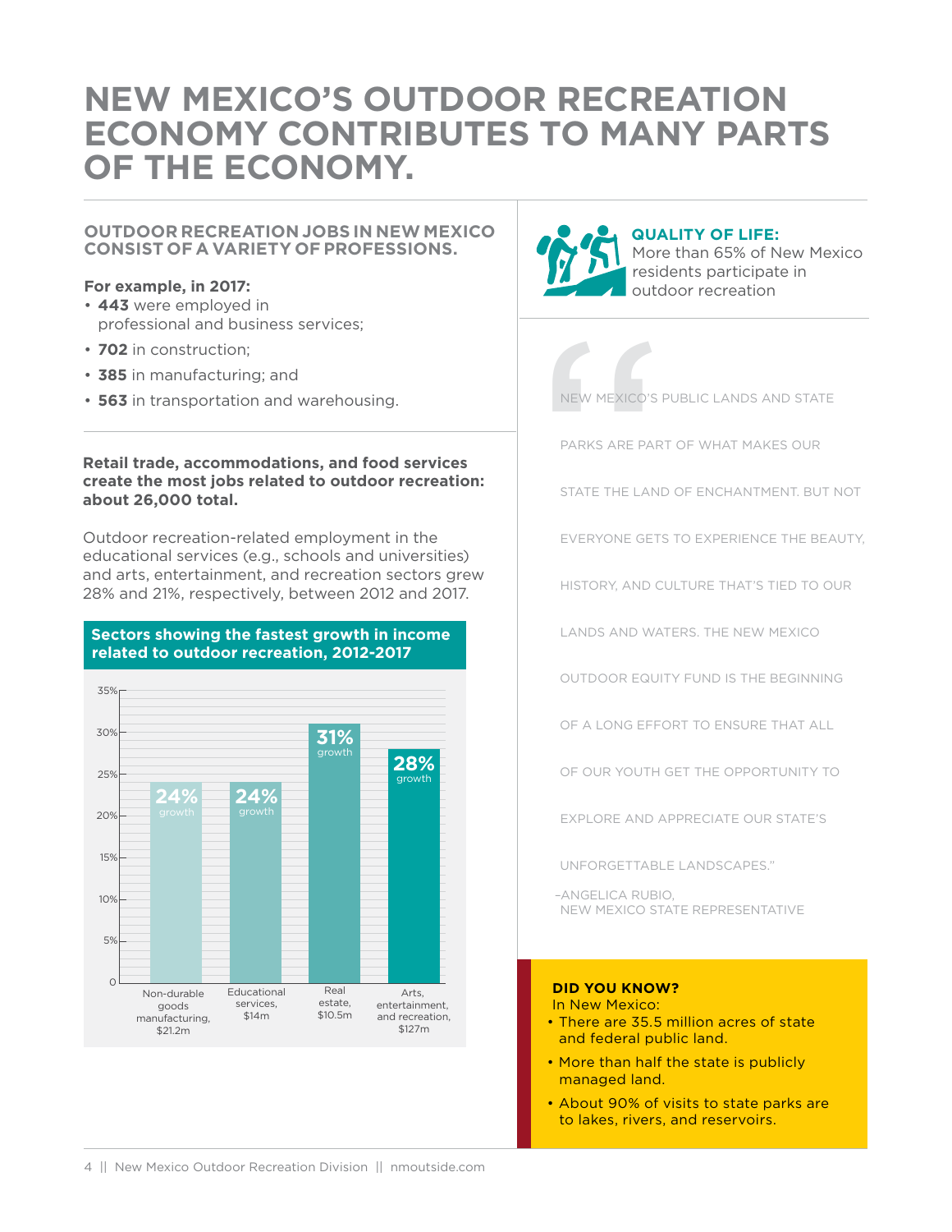# NEW MEXICO'S OUTDOOR RECREATION ECONOMY CONTRIBUTES TO MANY PARTS OF THE ECONOMY.

### OUTDOOR RECREATION JOBS IN NEW MEXICO CONSIST OF A VARIETY OF PROFESSIONS.

**For example, in 2017:**

- **443** were employed in professional and business services;
- **702** in construction;
- **385** in manufacturing; and
- **563** in transportation and warehousing.

**Retail trade, accommodations, and food services create the most jobs related to outdoor recreation: about 26,000 total.**

Outdoor recreation-related employment in the educational services (e.g., schools and universities) and arts, entertainment, and recreation sectors grew 28% and 21%, respectively, between 2012 and 2017.

**Sectors showing the fastest growth in income related to outdoor recreation, 2012-2017**

35%
30%
25%
20%
15%
10%
5%
0

24% growth
24% growth
31% growth
28% growth

Non-durable goods manufacturing, $21.2m
Educational services, $14m
Real estate, $10.5m
Arts, entertainment, and recreation, $127m

**QUALITY OF LIFE:**
More than 65% of New Mexico residents participate in outdoor recreation

"NEW MEXICO'S PUBLIC LANDS AND STATE PARKS ARE PART OF WHAT MAKES OUR STATE THE LAND OF ENCHANTMENT. BUT NOT EVERYONE GETS TO EXPERIENCE THE BEAUTY, HISTORY, AND CULTURE THAT'S TIED TO OUR LANDS AND WATERS. THE NEW MEXICO OUTDOOR EQUITY FUND IS THE BEGINNING OF A LONG EFFORT TO ENSURE THAT ALL OF OUR YOUTH GET THE OPPORTUNITY TO EXPLORE AND APPRECIATE OUR STATE'S UNFORGETTABLE LANDSCAPES."

–ANGELICA RUBIO,
NEW MEXICO STATE REPRESENTATIVE

**DID YOU KNOW?**
In New Mexico:

- There are 35.5 million acres of state and federal public land.
- More than half the state is publicly managed land.
- About 90% of visits to state parks are to lakes, rivers, and reservoirs.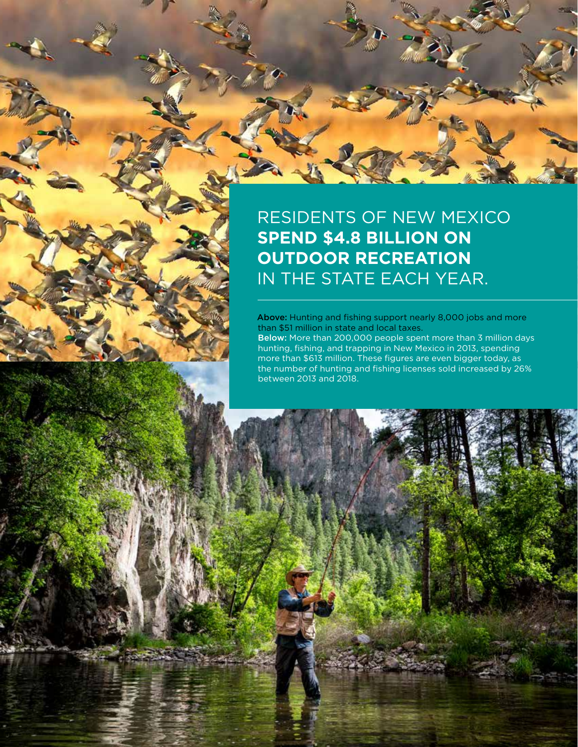# RESIDENTS OF NEW MEXICO **SPEND $4.8 BILLION ON OUTDOOR RECREATION** IN THE STATE EACH YEAR.

**Above:** Hunting and fishing support nearly 8,000 jobs and more than $51 million in state and local taxes.

**Below:** More than 200,000 people spent more than 3 million days hunting, fishing, and trapping in New Mexico in 2013, spending more than $613 million. These figures are even bigger today, as the number of hunting and fishing licenses sold increased by 26% between 2013 and 2018.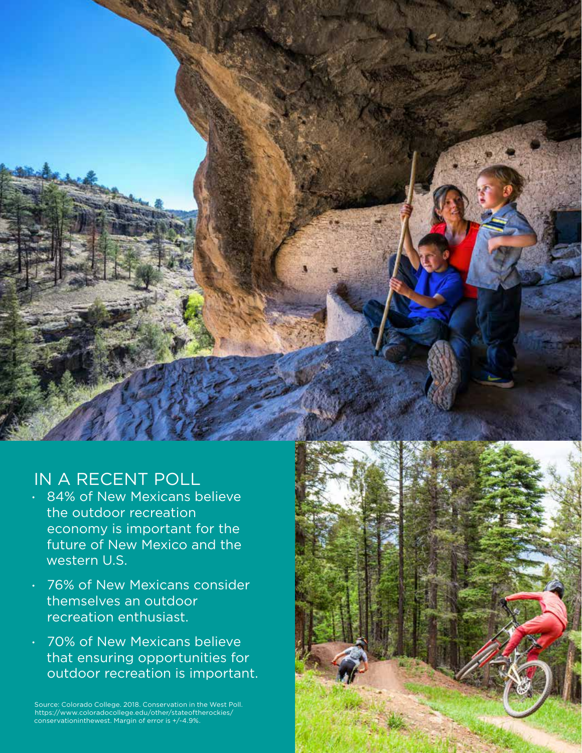## IN A RECENT POLL

- 84% of New Mexicans believe the outdoor recreation economy is important for the future of New Mexico and the western U.S.
- 76% of New Mexicans consider themselves an outdoor recreation enthusiast.
- 70% of New Mexicans believe that ensuring opportunities for outdoor recreation is important.

Source: Colorado College. 2018. Conservation in the West Poll. https://www.coloradocollege.edu/other/stateoftherockies/conservationinthewest. Margin of error is +/-4.9%.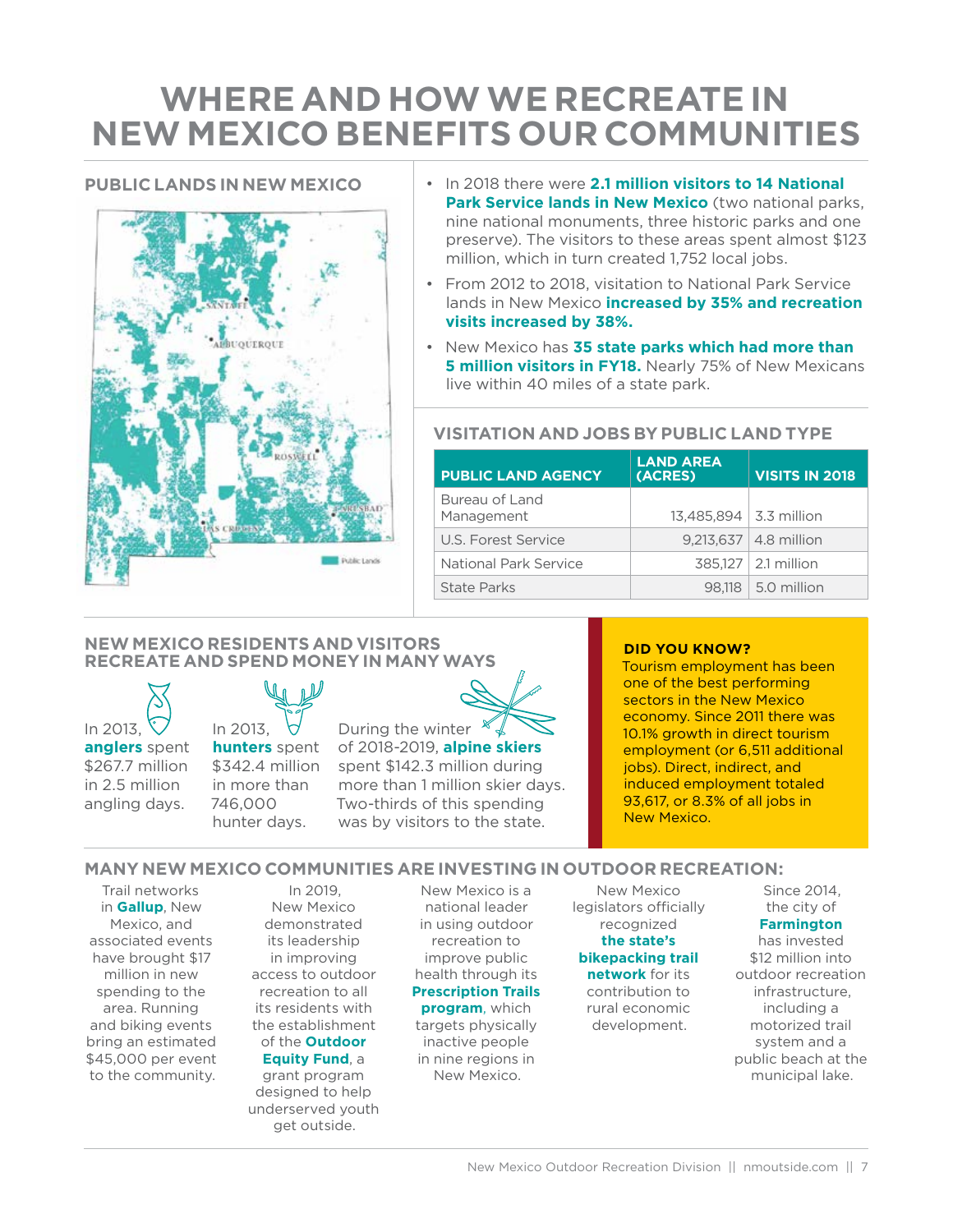# WHERE AND HOW WE RECREATE IN NEW MEXICO BENEFITS OUR COMMUNITIES

## PUBLIC LANDS IN NEW MEXICO

SANTA FE
ALBUQUERQUE
ROSWELL
CARLSBAD
LAS CRUCES
Public Lands

- In 2018 there were **2.1 million visitors to 14 National Park Service lands in New Mexico** (two national parks, nine national monuments, three historic parks and one preserve). The visitors to these areas spent almost $123 million, which in turn created 1,752 local jobs.
- From 2012 to 2018, visitation to National Park Service lands in New Mexico **increased by 35% and recreation visits increased by 38%.**
- New Mexico has **35 state parks which had more than 5 million visitors in FY18.** Nearly 75% of New Mexicans live within 40 miles of a state park.

## VISITATION AND JOBS BY PUBLIC LAND TYPE

| PUBLIC LAND AGENCY | LAND AREA (ACRES) | VISITS IN 2018 |
|---|---|---|
| Bureau of Land Management | 13,485,894 | 3.3 million |
| U.S. Forest Service | 9,213,637 | 4.8 million |
| National Park Service | 385,127 | 2.1 million |
| State Parks | 98,118 | 5.0 million |

## NEW MEXICO RESIDENTS AND VISITORS RECREATE AND SPEND MONEY IN MANY WAYS

In 2013, **anglers** spent $267.7 million in 2.5 million angling days.

In 2013, **hunters** spent $342.4 million in more than 746,000 hunter days.

During the winter of 2018-2019, **alpine skiers** spent $142.3 million during more than 1 million skier days. Two-thirds of this spending was by visitors to the state.

### DID YOU KNOW?

Tourism employment has been one of the best performing sectors in the New Mexico economy. Since 2011 there was 10.1% growth in direct tourism employment (or 6,511 additional jobs). Direct, indirect, and induced employment totaled 93,617, or 8.3% of all jobs in New Mexico.

## MANY NEW MEXICO COMMUNITIES ARE INVESTING IN OUTDOOR RECREATION:

Trail networks in **Gallup**, New Mexico, and associated events have brought $17 million in new spending to the area. Running and biking events bring an estimated $45,000 per event to the community.

In 2019, New Mexico demonstrated its leadership in improving access to outdoor recreation to all its residents with the establishment of the **Outdoor Equity Fund**, a grant program designed to help underserved youth get outside.

New Mexico is a national leader in using outdoor recreation to improve public health through its **Prescription Trails program**, which targets physically inactive people in nine regions in New Mexico.

New Mexico legislators officially recognized **the state's bikepacking trail network** for its contribution to rural economic development.

Since 2014, the city of **Farmington** has invested $12 million into outdoor recreation infrastructure, including a motorized trail system and a public beach at the municipal lake.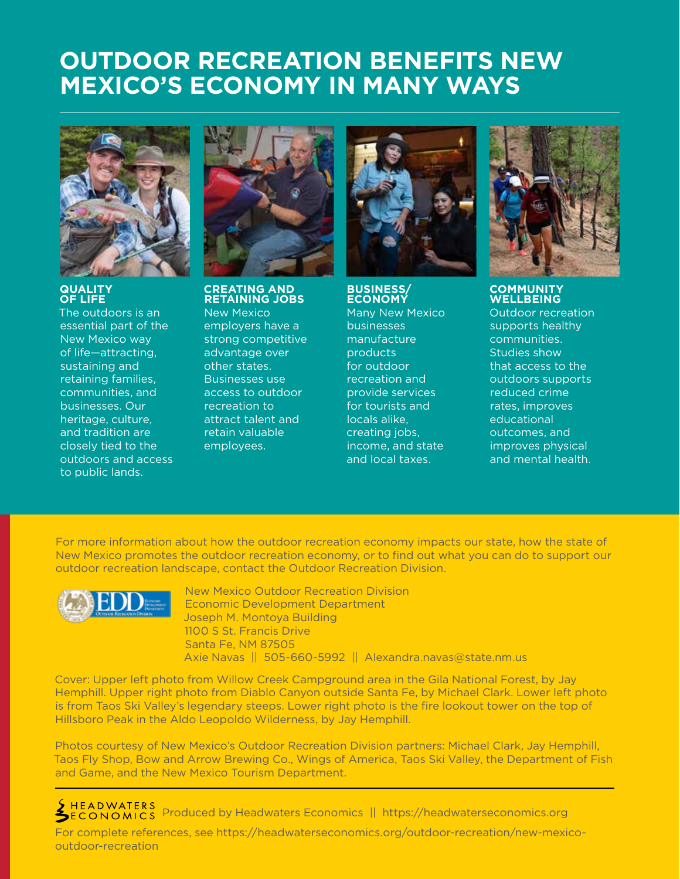# OUTDOOR RECREATION BENEFITS NEW MEXICO'S ECONOMY IN MANY WAYS

**QUALITY OF LIFE**

The outdoors is an essential part of the New Mexico way of life—attracting, sustaining and retaining families, communities, and businesses. Our heritage, culture, and tradition are closely tied to the outdoors and access to public lands.

**CREATING AND RETAINING JOBS**

New Mexico employers have a strong competitive advantage over other states. Businesses use access to outdoor recreation to attract talent and retain valuable employees.

**BUSINESS/ ECONOMY**

Many New Mexico businesses manufacture products for outdoor recreation and provide services for tourists and locals alike, creating jobs, income, and state and local taxes.

**COMMUNITY WELLBEING**

Outdoor recreation supports healthy communities. Studies show that access to the outdoors supports reduced crime rates, improves educational outcomes, and improves physical and mental health.

For more information about how the outdoor recreation economy impacts our state, how the state of New Mexico promotes the outdoor recreation economy, or to find out what you can do to support our outdoor recreation landscape, contact the Outdoor Recreation Division.

New Mexico Outdoor Recreation Division
Economic Development Department
Joseph M. Montoya Building
1100 S St. Francis Drive
Santa Fe, NM 87505
Axie Navas || 505-660-5992 || Alexandra.navas@state.nm.us

Cover: Upper left photo from Willow Creek Campground area in the Gila National Forest, by Jay Hemphill. Upper right photo from Diablo Canyon outside Santa Fe, by Michael Clark. Lower left photo is from Taos Ski Valley's legendary steeps. Lower right photo is the fire lookout tower on the top of Hillsboro Peak in the Aldo Leopoldo Wilderness, by Jay Hemphill.

Photos courtesy of New Mexico's Outdoor Recreation Division partners: Michael Clark, Jay Hemphill, Taos Fly Shop, Bow and Arrow Brewing Co., Wings of America, Taos Ski Valley, the Department of Fish and Game, and the New Mexico Tourism Department.

HEADWATERS ECONOMICS Produced by Headwaters Economics || https://headwaterseconomics.org

For complete references, see https://headwaterseconomics.org/outdoor-recreation/new-mexico-outdoor-recreation